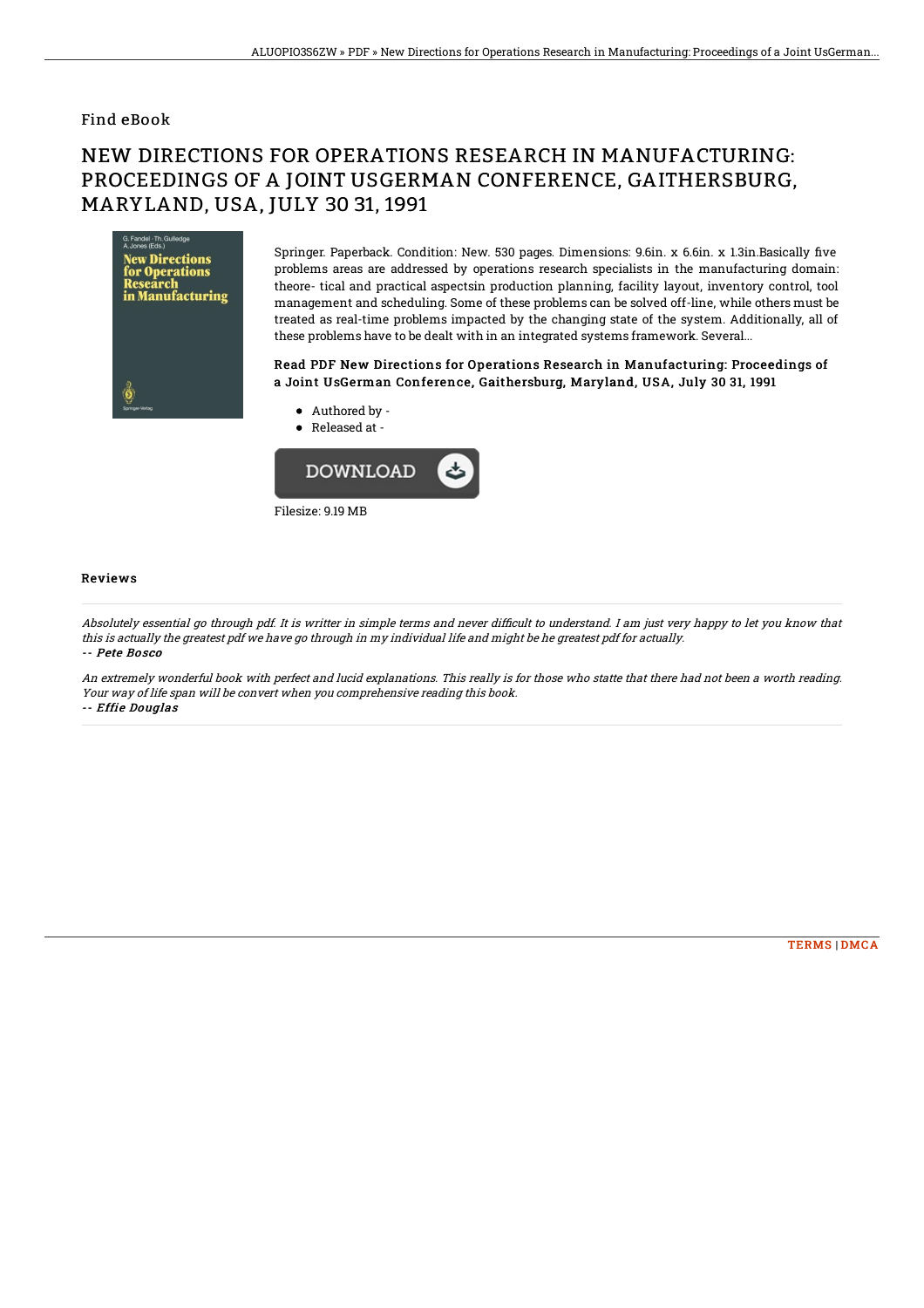## Find eBook

# NEW DIRECTIONS FOR OPERATIONS RESEARCH IN MANUFACTURING: PROCEEDINGS OF A JOINT USGERMAN CONFERENCE, GAITHERSBURG, MARYLAND, USA, JULY 30 31, 1991

Springer. Paperback. Condition: New. 530 pages. Dimensions: 9.6in. x 6.6in. x 1.3in.Basically five problems areas are addressed by operations research specialists in the manufacturing domain: theore- tical and practical aspectsin production planning, facility layout, inventory control, tool management and scheduling. Some of these problems can be solved off-line, while others must be treated as real-time problems impacted by the changing state of the system. Additionally, all of these problems have to be dealt with in an integrated systems framework. Several...

### Read PDF New Directions for Operations Research in Manufacturing: Proceedings of a Joint UsGerman Conference, Gaithersburg, Maryland, USA, July 30 31, 1991

- Authored by -
- Released at -

DOWNLOAD

Filesize: 9.19 MB

### Reviews

*Absolutely essential go through pdf. It is writter in simple terms and never difficult to understand. I am just very happy to let you know that this is actually the greatest pdf we have go through in my individual life and might be he greatest pdf for actually.*

*-- Pete Bosco*

*An extremely wonderful book with perfect and lucid explanations. This really is for those who statte that there had not been a worth reading. Your way of life span will be convert when you comprehensive reading this book.*

*-- Effie Douglas*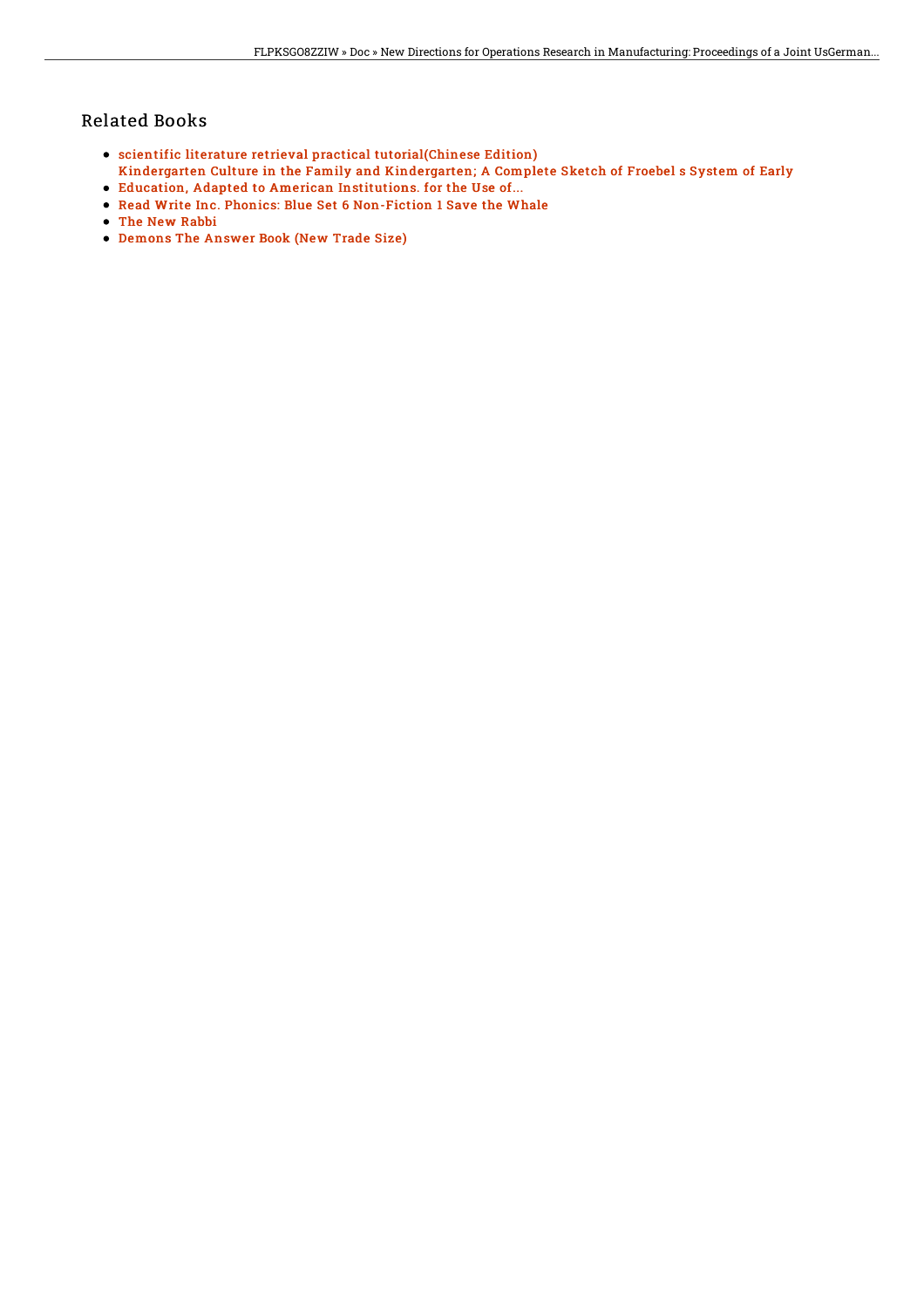## Related Books

- scientific literature retrieval practical tutorial(Chinese Edition)
- Kindergarten Culture in the Family and Kindergarten; A Complete Sketch of Froebel s System of Early Education, Adapted to American Institutions. for the Use of...
- Read Write Inc. Phonics: Blue Set 6 Non-Fiction 1 Save the Whale
- The New Rabbi
- Demons The Answer Book (New Trade Size)